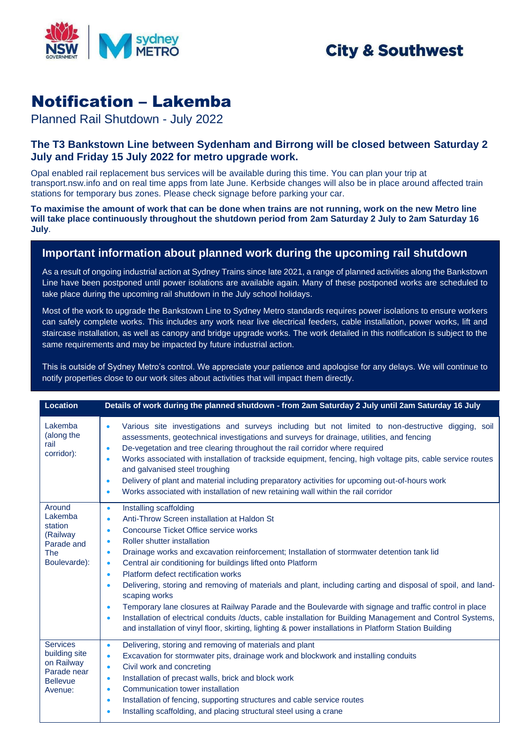City & Southwest

# Notification – Lakemba

Planned Rail Shutdown - July 2022

### The T3 Bankstown Line between Sydenham and Birrong will be closed between Saturday 2 July and Friday 15 July 2022 for metro upgrade work.

Opal enabled rail replacement bus services will be available during this time. You can plan your trip at transport.nsw.info and on real time apps from late June. Kerbside changes will also be in place around affected train stations for temporary bus zones. Please check signage before parking your car.

**To maximise the amount of work that can be done when trains are not running, work on the new Metro line will take place continuously throughout the shutdown period from 2am Saturday 2 July to 2am Saturday 16 July**.

## Important information about planned work during the upcoming rail shutdown

As a result of ongoing industrial action at Sydney Trains since late 2021, a range of planned activities along the Bankstown Line have been postponed until power isolations are available again. Many of these postponed works are scheduled to take place during the upcoming rail shutdown in the July school holidays.

Most of the work to upgrade the Bankstown Line to Sydney Metro standards requires power isolations to ensure workers can safely complete works. This includes any work near live electrical feeders, cable installation, power works, lift and staircase installation, as well as canopy and bridge upgrade works. The work detailed in this notification is subject to the same requirements and may be impacted by future industrial action.

This is outside of Sydney Metro's control. We appreciate your patience and apologise for any delays. We will continue to notify properties close to our work sites about activities that will impact them directly.

| Location | Details of work during the planned shutdown - from 2am Saturday 2 July until 2am Saturday 16 July |
|---|---|
| Lakemba (along the rail corridor): | • Various site investigations and surveys including but not limited to non-destructive digging, soil assessments, geotechnical investigations and surveys for drainage, utilities, and fencing<br>• De-vegetation and tree clearing throughout the rail corridor where required<br>• Works associated with installation of trackside equipment, fencing, high voltage pits, cable service routes and galvanised steel troughing<br>• Delivery of plant and material including preparatory activities for upcoming out-of-hours work<br>• Works associated with installation of new retaining wall within the rail corridor |
| Around Lakemba station (Railway Parade and The Boulevarde): | • Installing scaffolding<br>• Anti-Throw Screen installation at Haldon St<br>• Concourse Ticket Office service works<br>• Roller shutter installation<br>• Drainage works and excavation reinforcement; Installation of stormwater detention tank lid<br>• Central air conditioning for buildings lifted onto Platform<br>• Platform defect rectification works<br>• Delivering, storing and removing of materials and plant, including carting and disposal of spoil, and land-scaping works<br>• Temporary lane closures at Railway Parade and the Boulevarde with signage and traffic control in place<br>• Installation of electrical conduits /ducts, cable installation for Building Management and Control Systems, and installation of vinyl floor, skirting, lighting & power installations in Platform Station Building |
| Services building site on Railway Parade near Bellevue Avenue: | • Delivering, storing and removing of materials and plant<br>• Excavation for stormwater pits, drainage work and blockwork and installing conduits<br>• Civil work and concreting<br>• Installation of precast walls, brick and block work<br>• Communication tower installation<br>• Installation of fencing, supporting structures and cable service routes<br>• Installing scaffolding, and placing structural steel using a crane |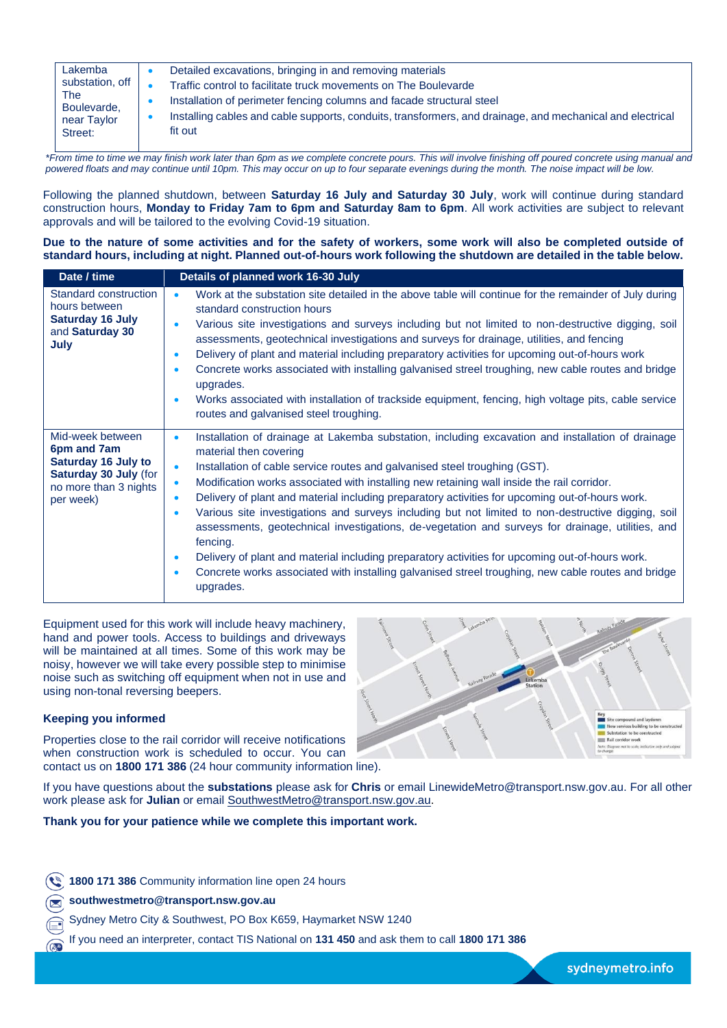| | |
|---|---|
| Lakemba substation, off The Boulevarde, near Taylor Street: | • Detailed excavations, bringing in and removing materials<br>• Traffic control to facilitate truck movements on The Boulevarde<br>• Installation of perimeter fencing columns and facade structural steel<br>• Installing cables and cable supports, conduits, transformers, and drainage, and mechanical and electrical fit out |

*\*From time to time we may finish work later than 6pm as we complete concrete pours. This will involve finishing off poured concrete using manual and powered floats and may continue until 10pm. This may occur on up to four separate evenings during the month. The noise impact will be low.*

Following the planned shutdown, between **Saturday 16 July and Saturday 30 July**, work will continue during standard construction hours, **Monday to Friday 7am to 6pm and Saturday 8am to 6pm**. All work activities are subject to relevant approvals and will be tailored to the evolving Covid-19 situation.

**Due to the nature of some activities and for the safety of workers, some work will also be completed outside of standard hours, including at night. Planned out-of-hours work following the shutdown are detailed in the table below.**

| Date / time | Details of planned work 16-30 July |
|---|---|
| Standard construction hours between **Saturday 16 July** and **Saturday 30 July** | • Work at the substation site detailed in the above table will continue for the remainder of July during standard construction hours<br>• Various site investigations and surveys including but not limited to non-destructive digging, soil assessments, geotechnical investigations and surveys for drainage, utilities, and fencing<br>• Delivery of plant and material including preparatory activities for upcoming out-of-hours work<br>• Concrete works associated with installing galvanised streel troughing, new cable routes and bridge upgrades.<br>• Works associated with installation of trackside equipment, fencing, high voltage pits, cable service routes and galvanised steel troughing. |
| Mid-week between **6pm and 7am Saturday 16 July to Saturday 30 July** (for no more than 3 nights per week) | • Installation of drainage at Lakemba substation, including excavation and installation of drainage material then covering<br>• Installation of cable service routes and galvanised steel troughing (GST).<br>• Modification works associated with installing new retaining wall inside the rail corridor.<br>• Delivery of plant and material including preparatory activities for upcoming out-of-hours work.<br>• Various site investigations and surveys including but not limited to non-destructive digging, soil assessments, geotechnical investigations, de-vegetation and surveys for drainage, utilities, and fencing.<br>• Delivery of plant and material including preparatory activities for upcoming out-of-hours work.<br>• Concrete works associated with installing galvanised streel troughing, new cable routes and bridge upgrades. |

Equipment used for this work will include heavy machinery, hand and power tools. Access to buildings and driveways will be maintained at all times. Some of this work may be noisy, however we will take every possible step to minimise noise such as switching off equipment when not in use and using non-tonal reversing beepers.

Key
Site compound and laydown
New services building to be constructed
Substation to be constructed
Rail corridor work
Note: Diagram not to scale, indicative only and subject to change

## Keeping you informed

Properties close to the rail corridor will receive notifications when construction work is scheduled to occur. You can contact us on **1800 171 386** (24 hour community information line).

If you have questions about the **substations** please ask for **Chris** or email LinewideMetro@transport.nsw.gov.au. For all other work please ask for **Julian** or email SouthwestMetro@transport.nsw.gov.au.

**Thank you for your patience while we complete this important work.**

**1800 171 386** Community information line open 24 hours

**southwestmetro@transport.nsw.gov.au**

Sydney Metro City & Southwest, PO Box K659, Haymarket NSW 1240

If you need an interpreter, contact TIS National on **131 450** and ask them to call **1800 171 386**

sydneymetro.info